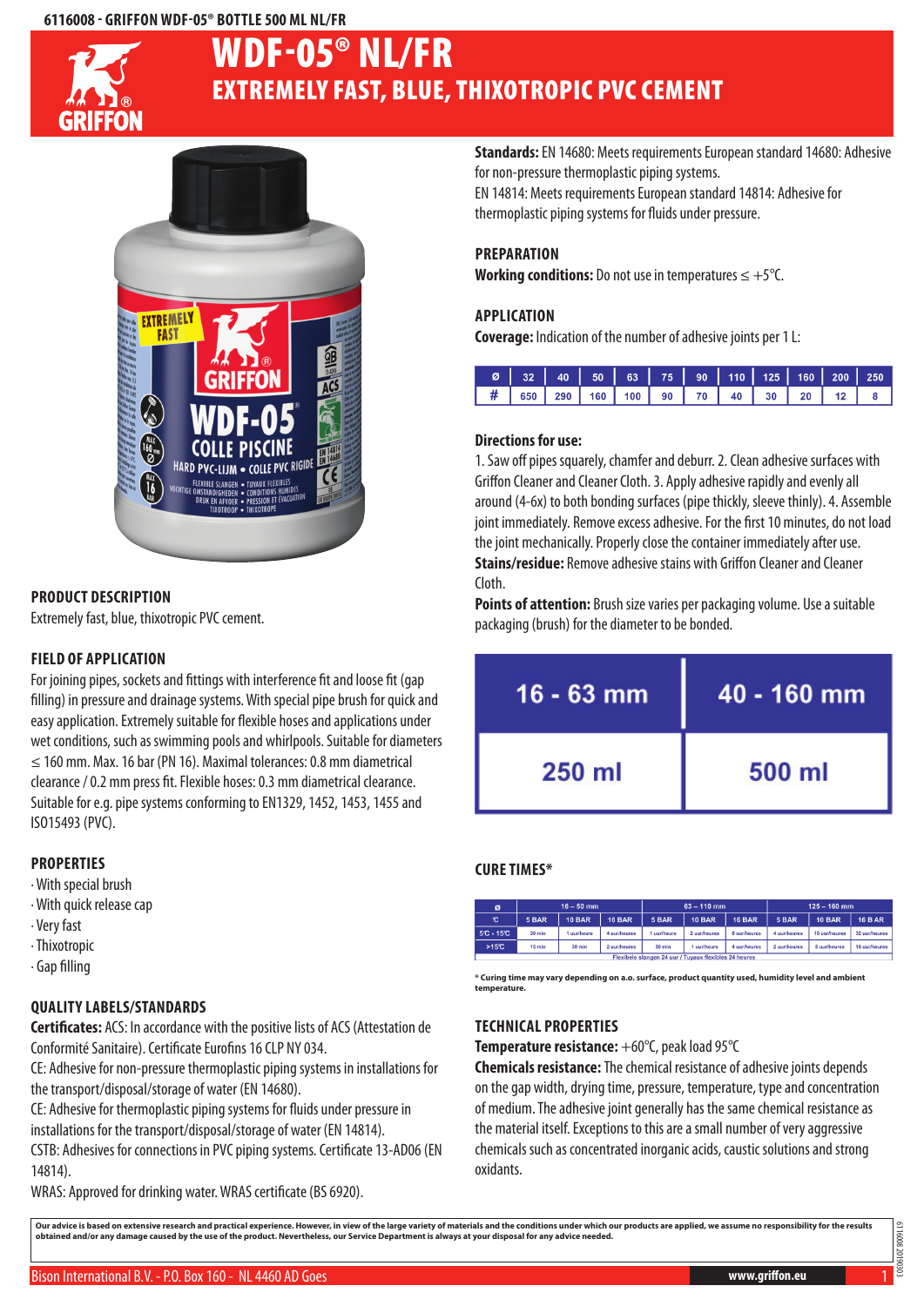6116008 - GRIFFON WDF-05® BOTTLE 500 ML NL/FR

# WDF-05® NL/FR

## EXTREMELY FAST, BLUE, THIXOTROPIC PVC CEMENT

### PRODUCT DESCRIPTION

Extremely fast, blue, thixotropic PVC cement.

### FIELD OF APPLICATION

For joining pipes, sockets and fittings with interference fit and loose fit (gap filling) in pressure and drainage systems. With special pipe brush for quick and easy application. Extremely suitable for flexible hoses and applications under wet conditions, such as swimming pools and whirlpools. Suitable for diameters ≤ 160 mm. Max. 16 bar (PN 16). Maximal tolerances: 0.8 mm diametrical clearance / 0.2 mm press fit. Flexible hoses: 0.3 mm diametrical clearance. Suitable for e.g. pipe systems conforming to EN1329, 1452, 1453, 1455 and ISO15493 (PVC).

### PROPERTIES

- With special brush
- With quick release cap
- Very fast
- Thixotropic
- Gap filling

### QUALITY LABELS/STANDARDS

**Certificates:** ACS: In accordance with the positive lists of ACS (Attestation de Conformité Sanitaire). Certificate Eurofins 16 CLP NY 034.
CE: Adhesive for non-pressure thermoplastic piping systems in installations for the transport/disposal/storage of water (EN 14680).
CE: Adhesive for thermoplastic piping systems for fluids under pressure in installations for the transport/disposal/storage of water (EN 14814).
CSTB: Adhesives for connections in PVC piping systems. Certificate 13-AD06 (EN 14814).
WRAS: Approved for drinking water. WRAS certificate (BS 6920).

**Standards:** EN 14680: Meets requirements European standard 14680: Adhesive for non-pressure thermoplastic piping systems.
EN 14814: Meets requirements European standard 14814: Adhesive for thermoplastic piping systems for fluids under pressure.

### PREPARATION

**Working conditions:** Do not use in temperatures ≤ +5°C.

### APPLICATION

**Coverage:** Indication of the number of adhesive joints per 1 L:

| ø | 32 | 40 | 50 | 63 | 75 | 90 | 110 | 125 | 160 | 200 | 250 |
|---|---|---|---|---|---|---|---|---|---|---|---|
| # | 650 | 290 | 160 | 100 | 90 | 70 | 40 | 30 | 20 | 12 | 8 |

**Directions for use:**
1. Saw off pipes squarely, chamfer and deburr. 2. Clean adhesive surfaces with Griffon Cleaner and Cleaner Cloth. 3. Apply adhesive rapidly and evenly all around (4-6x) to both bonding surfaces (pipe thickly, sleeve thinly). 4. Assemble joint immediately. Remove excess adhesive. For the first 10 minutes, do not load the joint mechanically. Properly close the container immediately after use.
**Stains/residue:** Remove adhesive stains with Griffon Cleaner and Cleaner Cloth.
**Points of attention:** Brush size varies per packaging volume. Use a suitable packaging (brush) for the diameter to be bonded.

| 16 - 63 mm | 40 - 160 mm |
|---|---|
| 250 ml | 500 ml |

### CURE TIMES*

| ø | 16 – 50 mm | | | 63 – 110 mm | | | 125 – 160 mm | | |
|---|---|---|---|---|---|---|---|---|---|
| °C | 5 BAR | 10 BAR | 16 BAR | 5 BAR | 10 BAR | 16 BAR | 5 BAR | 10 BAR | 16 BAR |
| 5°C - 15°C | 30 min | 1 uur/heure | 4 uur/heures | 1 uur/heure | 2 uur/heures | 8 uur/heures | 4 uur/heures | 16 uur/heures | 32 uur/heures |
| >15°C | 15 min | 30 min | 2 uur/heures | 30 min | 1 uur/heure | 4 uur/heures | 2 uur/heures | 8 uur/heures | 16 uur/heures |
| Flexibele slangen 24 uur / Tuyaux flexibles 24 heures | | | | | | | | | |

\* Curing time may vary depending on a.o. surface, product quantity used, humidity level and ambient temperature.

### TECHNICAL PROPERTIES

**Temperature resistance:** +60°C, peak load 95°C
**Chemicals resistance:** The chemical resistance of adhesive joints depends on the gap width, drying time, pressure, temperature, type and concentration of medium. The adhesive joint generally has the same chemical resistance as the material itself. Exceptions to this are a small number of very aggressive chemicals such as concentrated inorganic acids, caustic solutions and strong oxidants.

**Our advice is based on extensive research and practical experience. However, in view of the large variety of materials and the conditions under which our products are applied, we assume no responsibility for the results obtained and/or any damage caused by the use of the product. Nevertheless, our Service Department is always at your disposal for any advice needed.**

Bison International B.V. - P.O. Box 160 - NL 4460 AD Goes | www.griffon.eu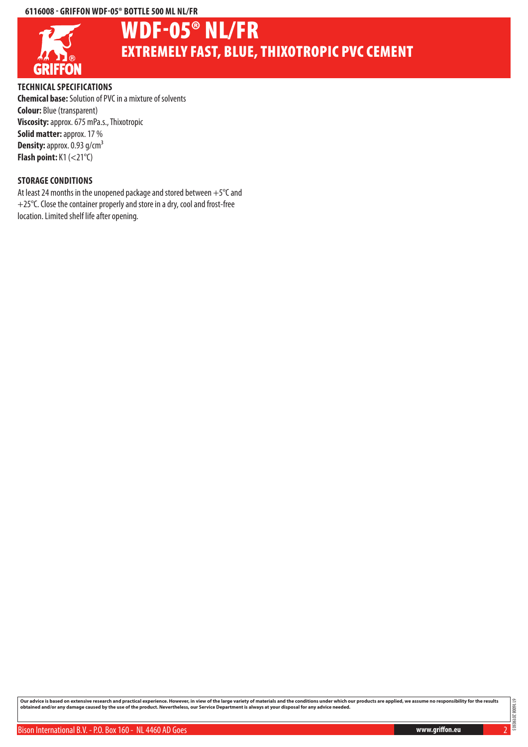# WDF-05® NL/FR

## EXTREMELY FAST, BLUE, THIXOTROPIC PVC CEMENT

### TECHNICAL SPECIFICATIONS

**Chemical base:** Solution of PVC in a mixture of solvents
**Colour:** Blue (transparent)
**Viscosity:** approx. 675 mPa.s., Thixotropic
**Solid matter:** approx. 17 %
**Density:** approx. 0.93 g/cm$^3$
**Flash point:** K1 (<21°C)

### STORAGE CONDITIONS

At least 24 months in the unopened package and stored between +5°C and +25°C. Close the container properly and store in a dry, cool and frost-free location. Limited shelf life after opening.

**Our advice is based on extensive research and practical experience. However, in view of the large variety of materials and the conditions under which our products are applied, we assume no responsibility for the results obtained and/or any damage caused by the use of the product. Nevertheless, our Service Department is always at your disposal for any advice needed.**

Bison International B.V. - P.O. Box 160 - NL 4460 AD Goes

**www.griffon.eu**